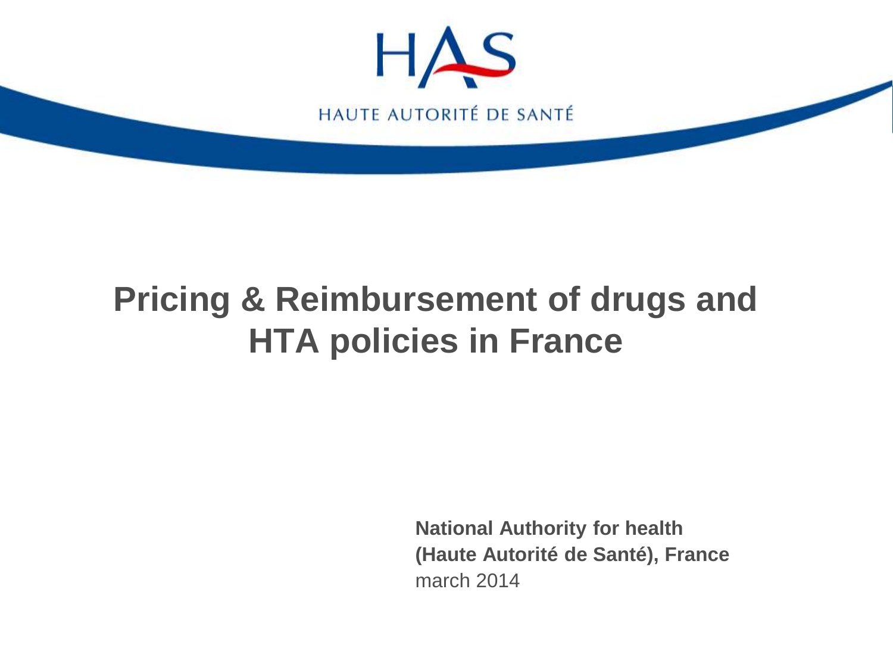HAS

HAUTE AUTORITÉ DE SANTÉ

# Pricing & Reimbursement of drugs and HTA policies in France

**National Authority for health**
**(Haute Autorité de Santé), France**
march 2014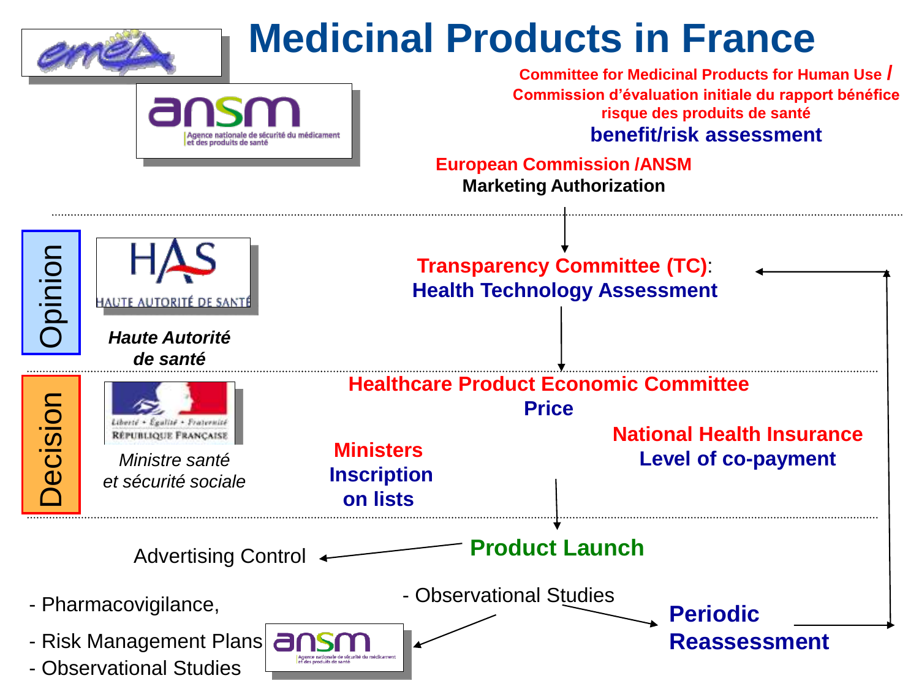# Medicinal Products in France

**Committee for Medicinal Products for Human Use /**
**Commission d'évaluation initiale du rapport bénéfice risque des produits de santé**
**benefit/risk assessment**

**European Commission /ANSM**
**Marketing Authorization**

---

**Opinion**

*Haute Autorité de santé*

**Transparency Committee (TC):**
**Health Technology Assessment**

---

**Decision**

*Ministre santé et sécurité sociale*

**Healthcare Product Economic Committee**
**Price**

**Ministers**
**Inscription on lists**

**National Health Insurance**
**Level of co-payment**

---

**Product Launch**

Advertising Control

- Pharmacovigilance,
- Risk Management Plans
- Observational Studies

- Observational Studies

**Periodic Reassessment**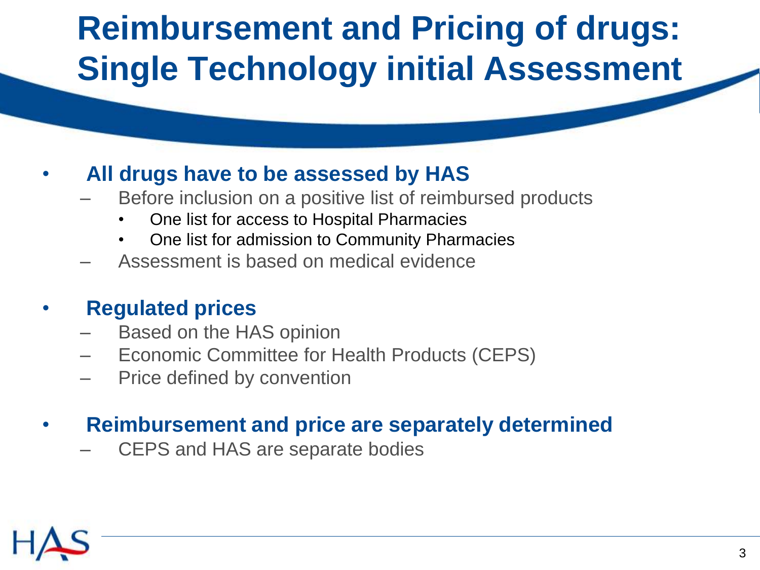# Reimbursement and Pricing of drugs: Single Technology initial Assessment

- **All drugs have to be assessed by HAS**
  - Before inclusion on a positive list of reimbursed products
    - One list for access to Hospital Pharmacies
    - One list for admission to Community Pharmacies
  - Assessment is based on medical evidence

- **Regulated prices**
  - Based on the HAS opinion
  - Economic Committee for Health Products (CEPS)
  - Price defined by convention

- **Reimbursement and price are separately determined**
  - CEPS and HAS are separate bodies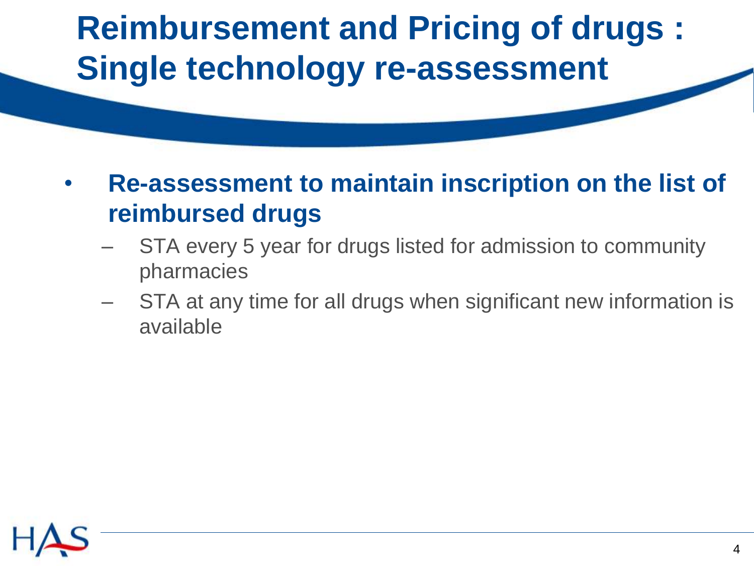# Reimbursement and Pricing of drugs : Single technology re-assessment

- **Re-assessment to maintain inscription on the list of reimbursed drugs**
  - STA every 5 year for drugs listed for admission to community pharmacies
  - STA at any time for all drugs when significant new information is available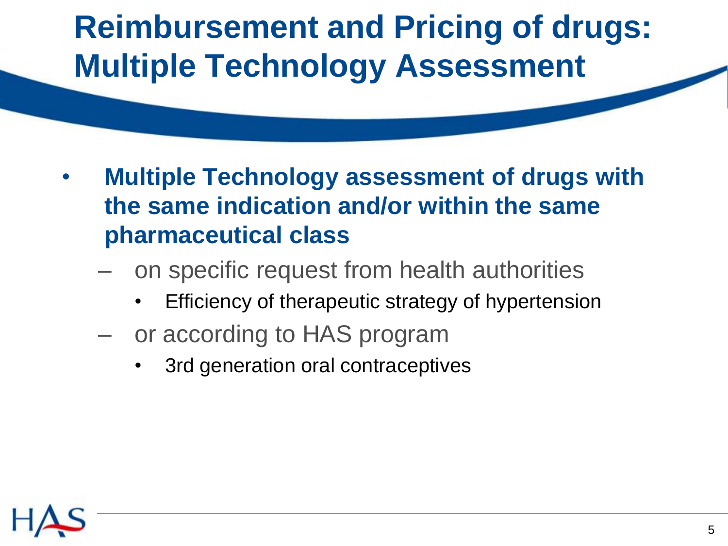# Reimbursement and Pricing of drugs: Multiple Technology Assessment

- **Multiple Technology assessment of drugs with the same indication and/or within the same pharmaceutical class**
  - on specific request from health authorities
    - Efficiency of therapeutic strategy of hypertension
  - or according to HAS program
    - 3rd generation oral contraceptives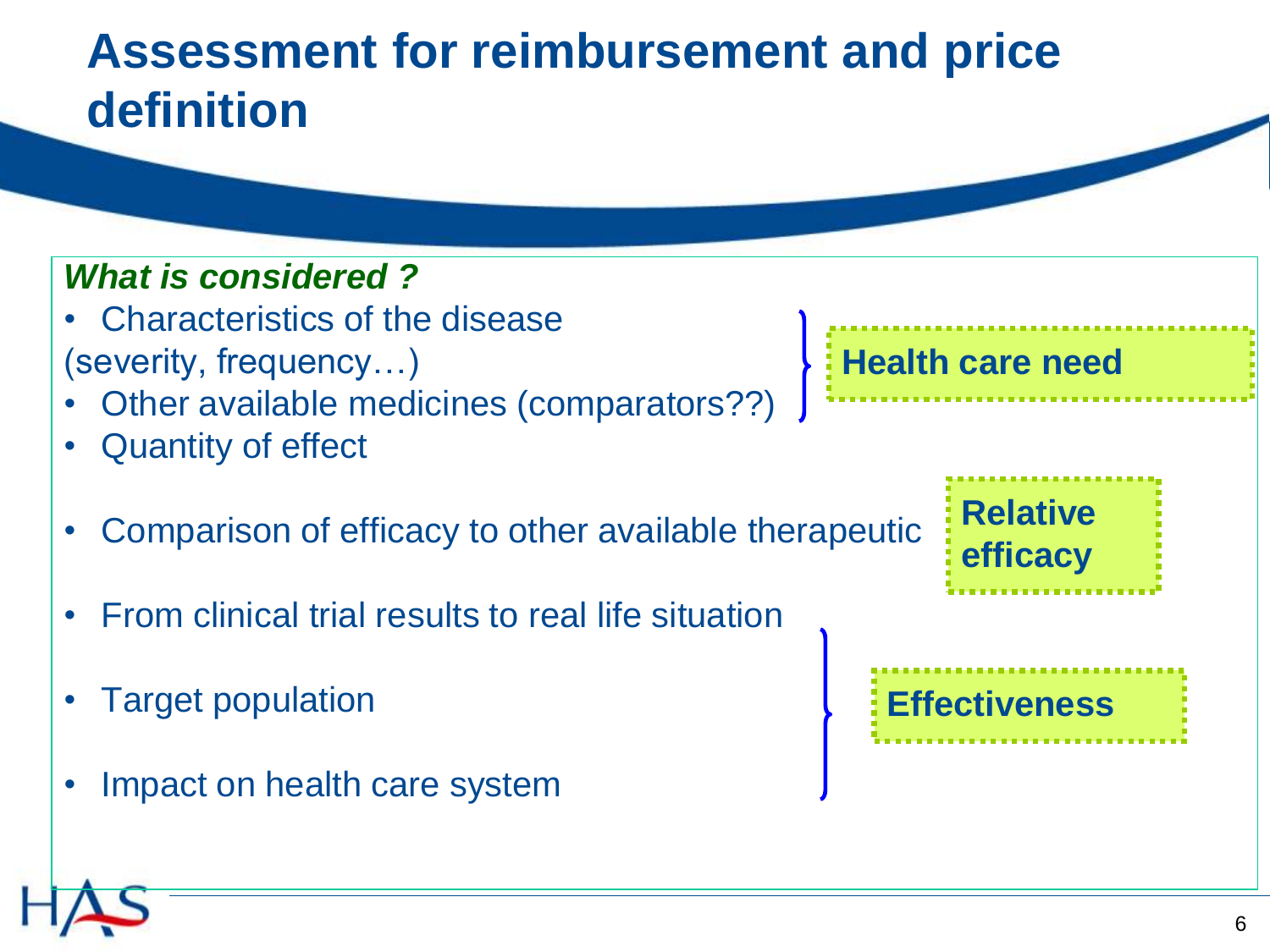# Assessment for reimbursement and price definition

***What is considered ?***

- Characteristics of the disease (severity, frequency…)
- Other available medicines (comparators??)

→ **Health care need**

- Quantity of effect
- Comparison of efficacy to other available therapeutic

→ **Relative efficacy**

- From clinical trial results to real life situation
- Target population
- Impact on health care system

→ **Effectiveness**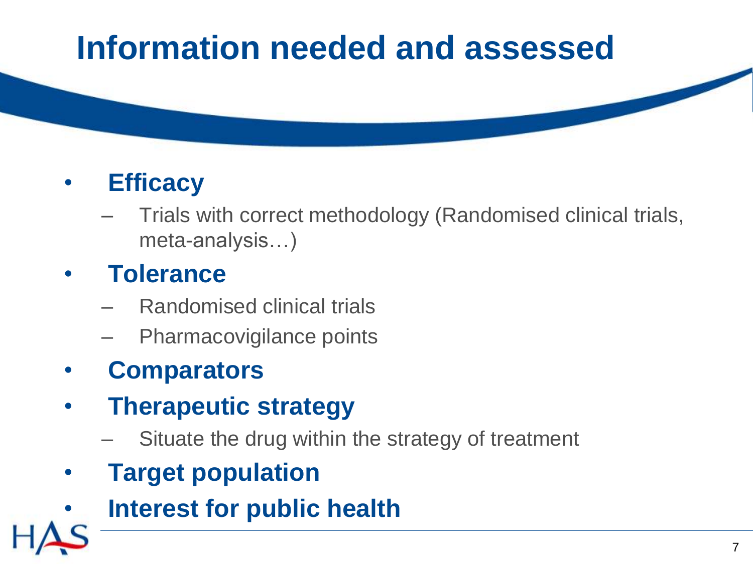# Information needed and assessed

- **Efficacy**
  - Trials with correct methodology (Randomised clinical trials, meta-analysis…)
- **Tolerance**
  - Randomised clinical trials
  - Pharmacovigilance points
- **Comparators**
- **Therapeutic strategy**
  - Situate the drug within the strategy of treatment
- **Target population**
- **Interest for public health**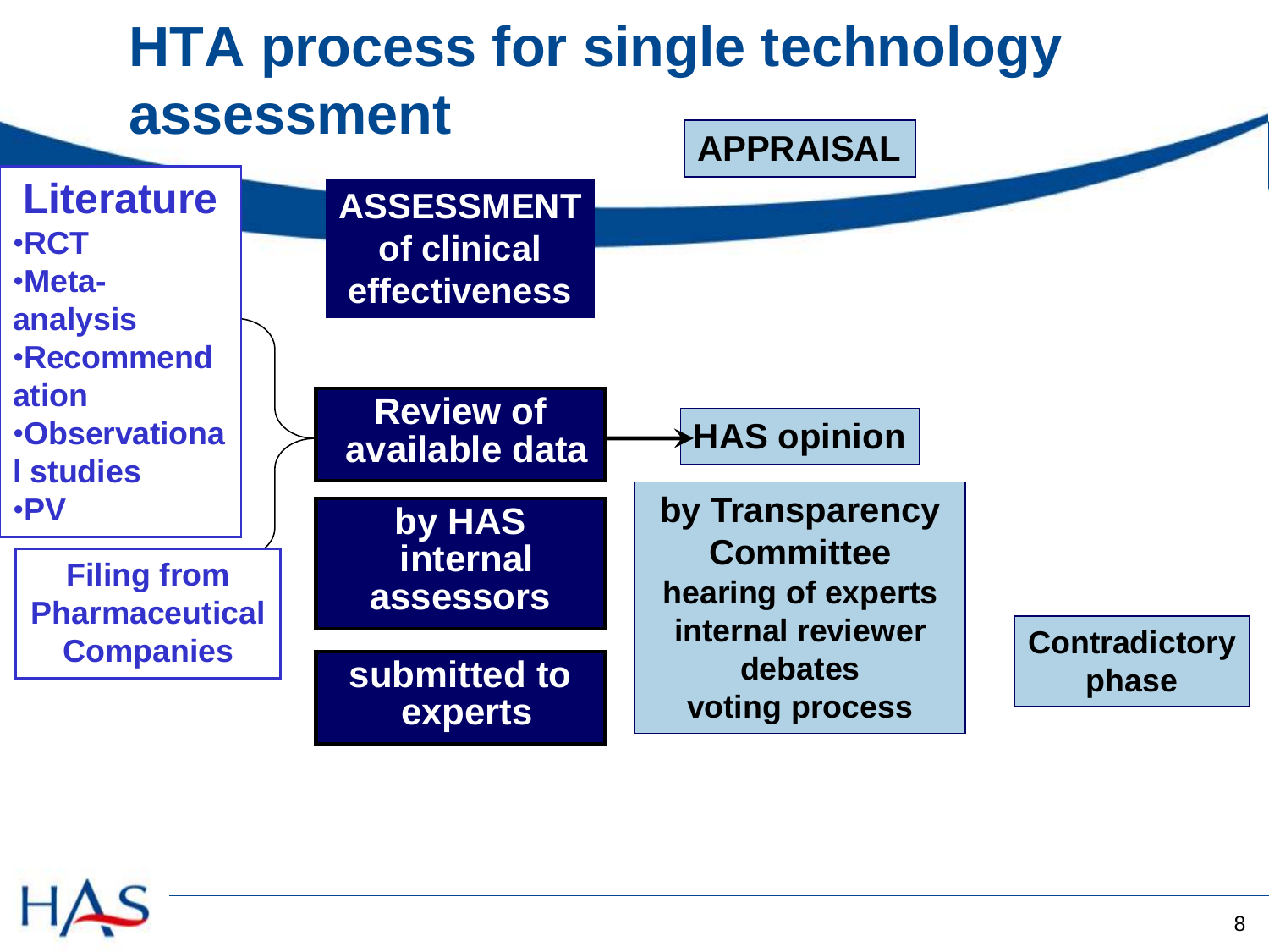# HTA process for single technology assessment

**APPRAISAL**

**Literature**
- RCT
- Meta-analysis
- Recommendation
- Observational studies
- PV

**Filing from Pharmaceutical Companies**

**ASSESSMENT of clinical effectiveness**

**Review of available data**

**by HAS internal assessors**

**submitted to experts**

**HAS opinion**

**by Transparency Committee**
**hearing of experts**
**internal reviewer**
**debates**
**voting process**

**Contradictory phase**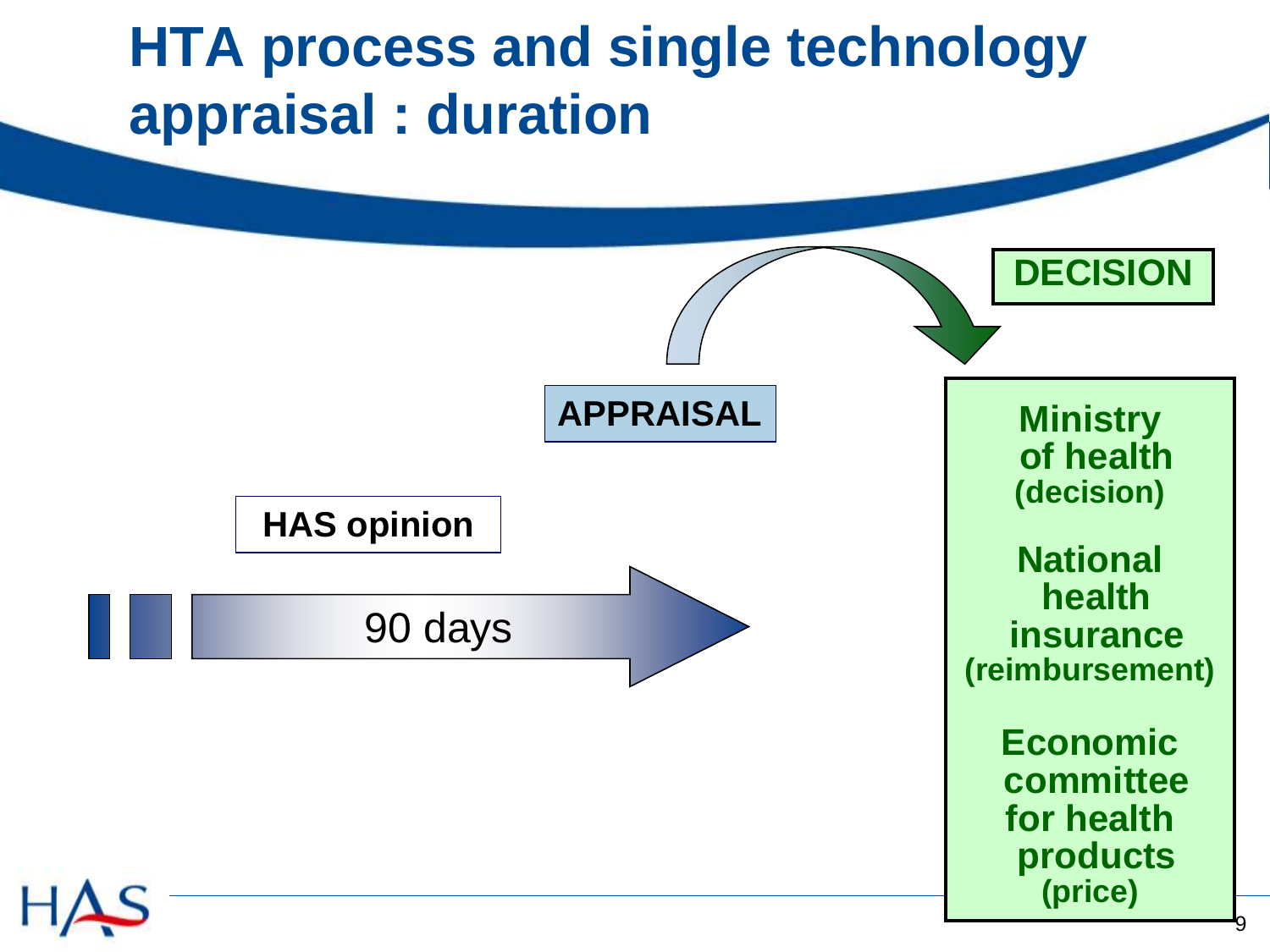# HTA process and single technology appraisal : duration

DECISION

APPRAISAL

HAS opinion

90 days

**Ministry of health** (decision)

**National health insurance** (reimbursement)

**Economic committee for health products** (price)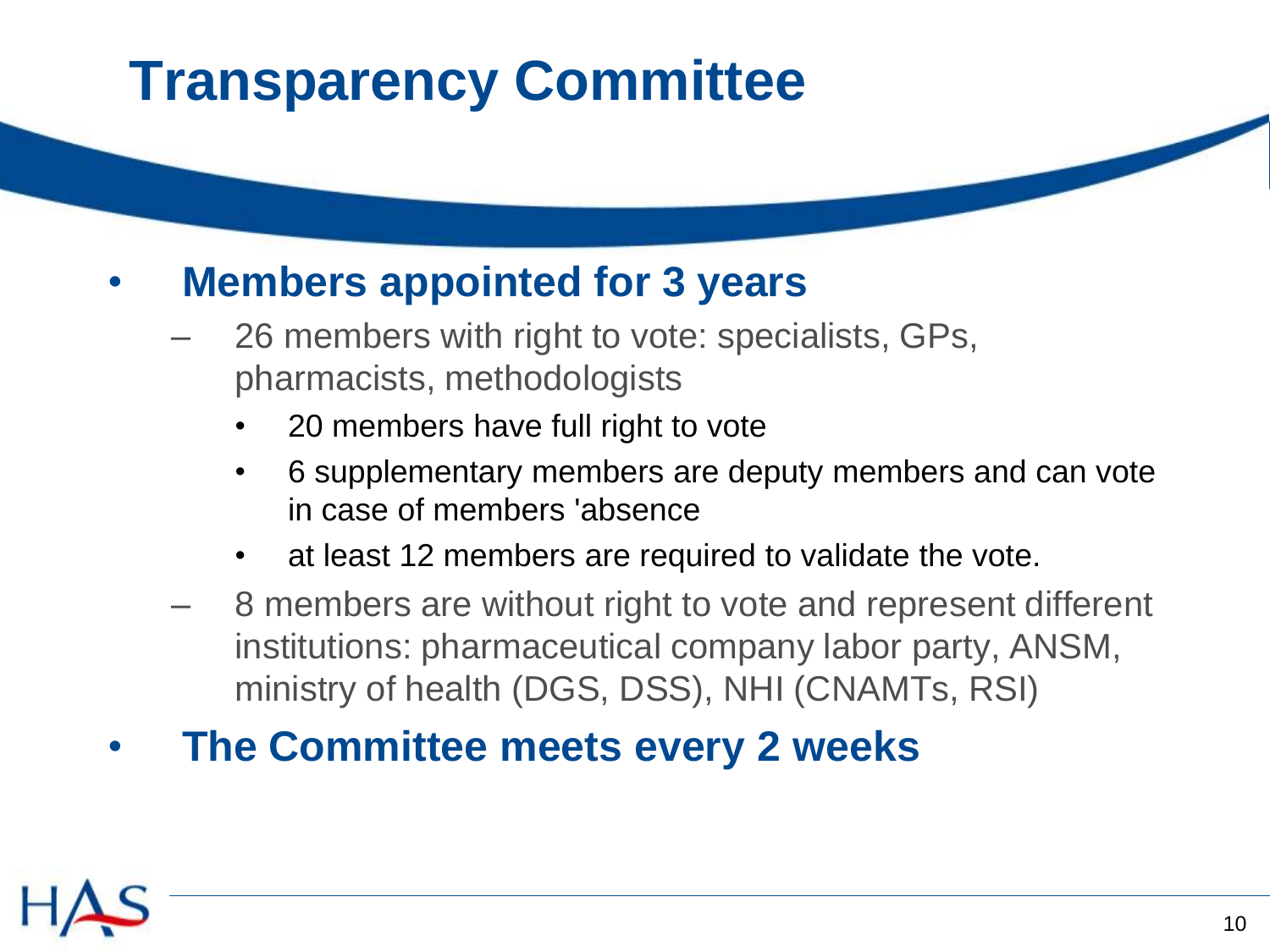# Transparency Committee

- **Members appointed for 3 years**
  - 26 members with right to vote: specialists, GPs, pharmacists, methodologists
    - 20 members have full right to vote
    - 6 supplementary members are deputy members and can vote in case of members 'absence
    - at least 12 members are required to validate the vote.
  - 8 members are without right to vote and represent different institutions: pharmaceutical company labor party, ANSM, ministry of health (DGS, DSS), NHI (CNAMTs, RSI)
- **The Committee meets every 2 weeks**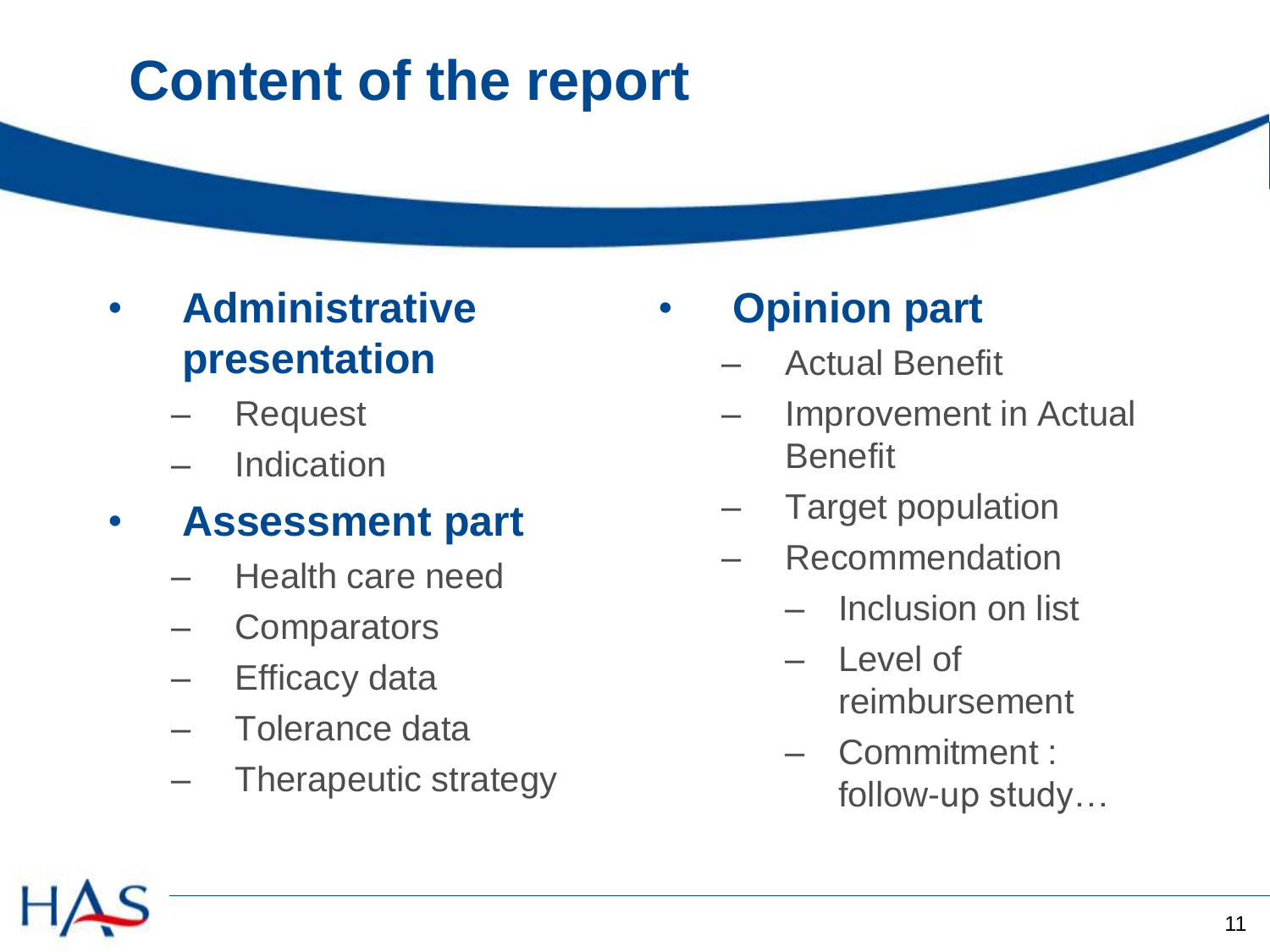# Content of the report

- **Administrative presentation**
  - Request
  - Indication
- **Assessment part**
  - Health care need
  - Comparators
  - Efficacy data
  - Tolerance data
  - Therapeutic strategy
- **Opinion part**
  - Actual Benefit
  - Improvement in Actual Benefit
  - Target population
  - Recommendation
    - Inclusion on list
    - Level of reimbursement
    - Commitment : follow-up study…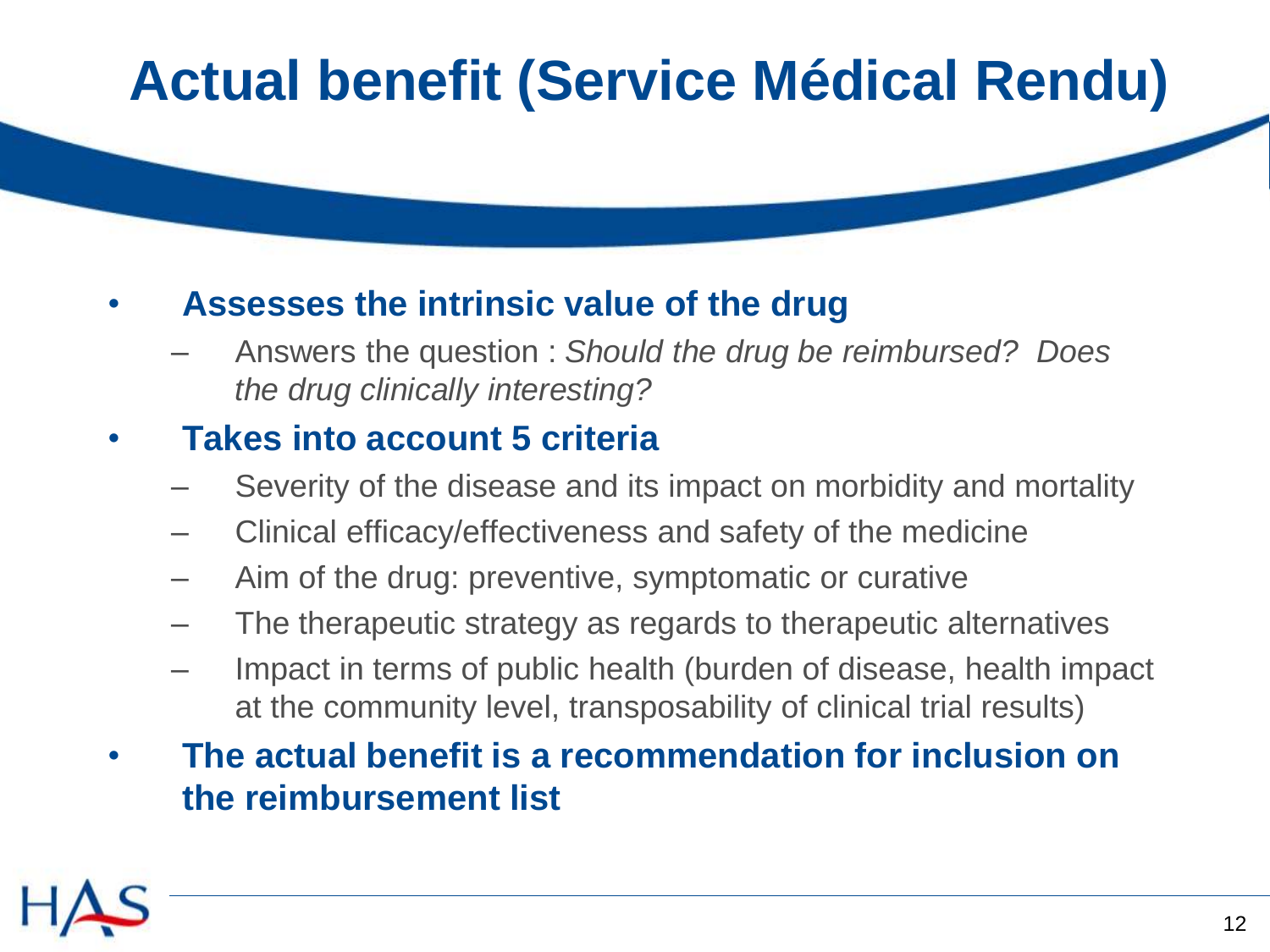# Actual benefit (Service Médical Rendu)

- **Assesses the intrinsic value of the drug**
  - Answers the question : *Should the drug be reimbursed? Does the drug clinically interesting?*
- **Takes into account 5 criteria**
  - Severity of the disease and its impact on morbidity and mortality
  - Clinical efficacy/effectiveness and safety of the medicine
  - Aim of the drug: preventive, symptomatic or curative
  - The therapeutic strategy as regards to therapeutic alternatives
  - Impact in terms of public health (burden of disease, health impact at the community level, transposability of clinical trial results)
- **The actual benefit is a recommendation for inclusion on the reimbursement list**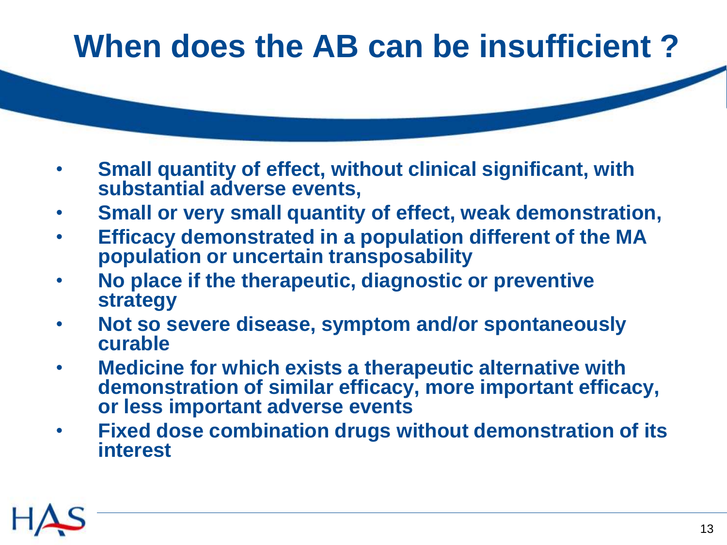# When does the AB can be insufficient ?

- **Small quantity of effect, without clinical significant, with substantial adverse events,**
- **Small or very small quantity of effect, weak demonstration,**
- **Efficacy demonstrated in a population different of the MA population or uncertain transposability**
- **No place if the therapeutic, diagnostic or preventive strategy**
- **Not so severe disease, symptom and/or spontaneously curable**
- **Medicine for which exists a therapeutic alternative with demonstration of similar efficacy, more important efficacy, or less important adverse events**
- **Fixed dose combination drugs without demonstration of its interest**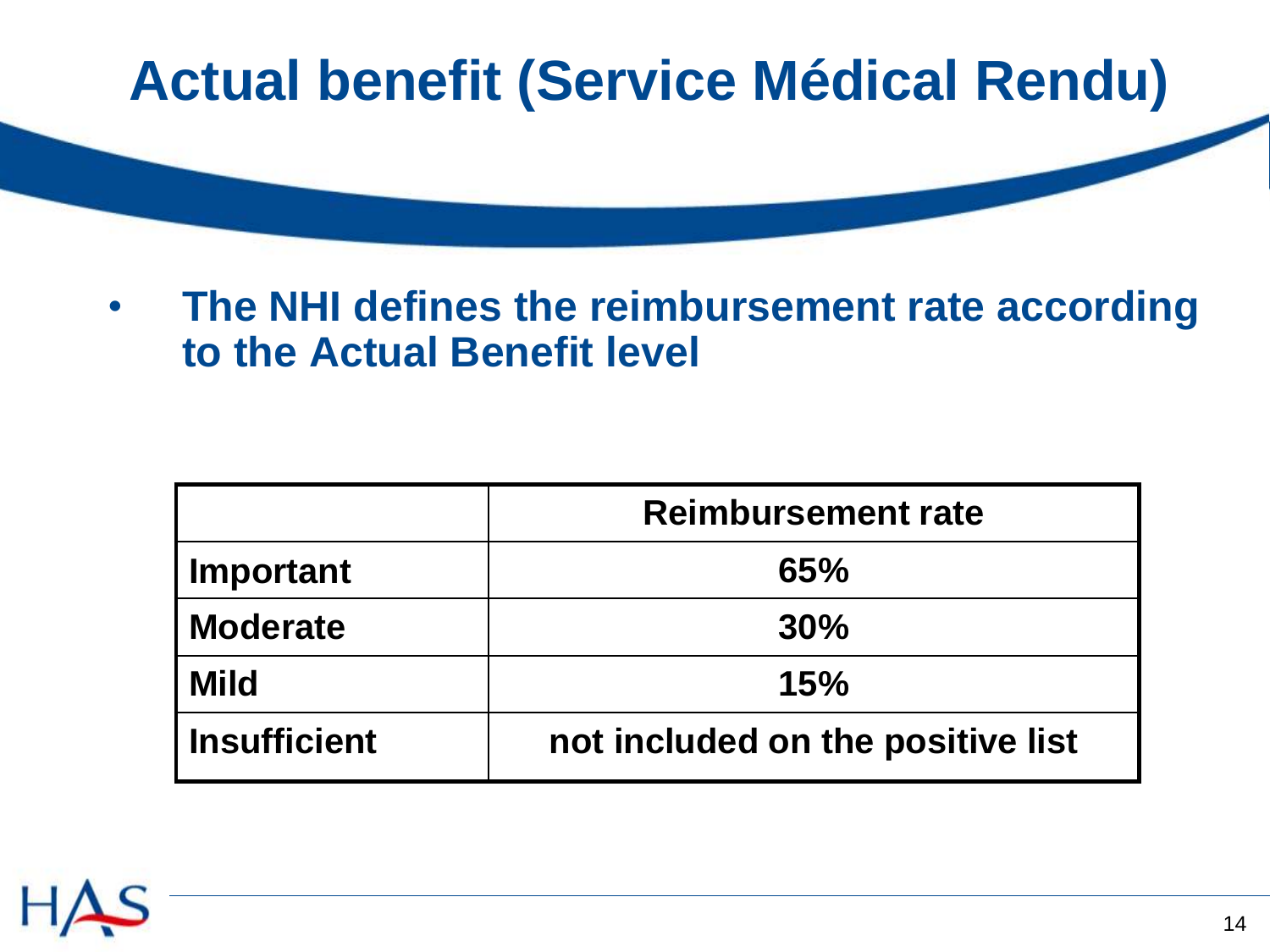# Actual benefit (Service Médical Rendu)

- **The NHI defines the reimbursement rate according to the Actual Benefit level**

| | Reimbursement rate |
|---|---|
| **Important** | **65%** |
| **Moderate** | **30%** |
| **Mild** | **15%** |
| **Insufficient** | **not included on the positive list** |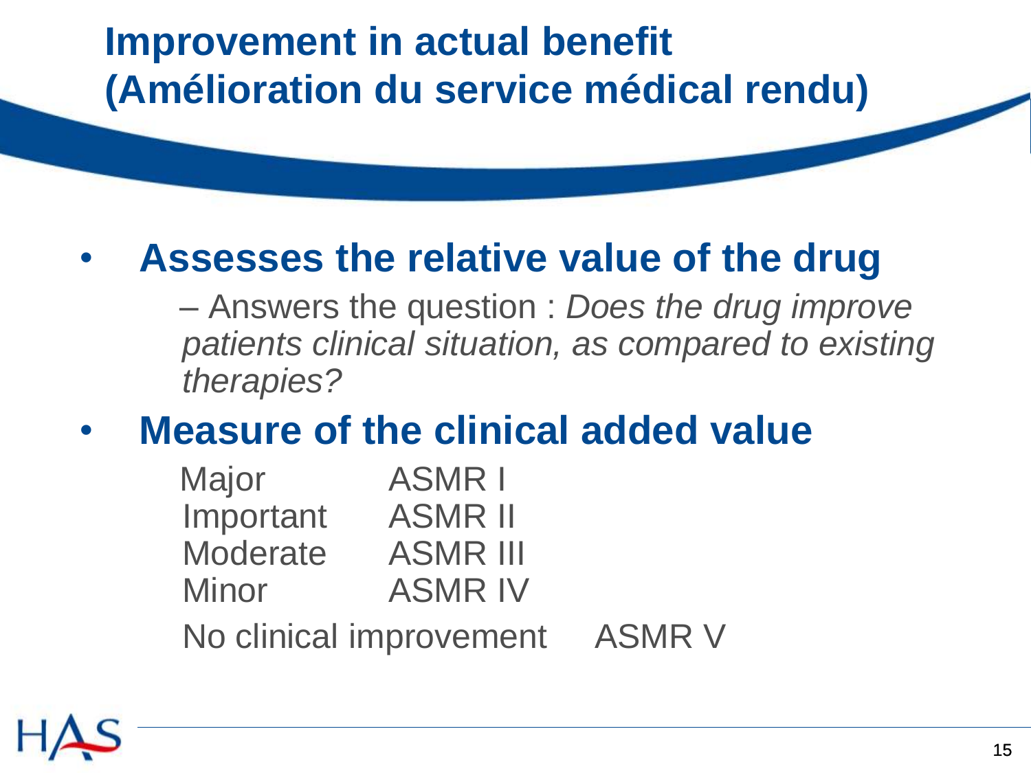# Improvement in actual benefit (Amélioration du service médical rendu)

- **Assesses the relative value of the drug**
  - Answers the question : *Does the drug improve patients clinical situation, as compared to existing therapies?*
- **Measure of the clinical added value**

| | |
|---|---|
| Major | ASMR I |
| Important | ASMR II |
| Moderate | ASMR III |
| Minor | ASMR IV |
| No clinical improvement | ASMR V |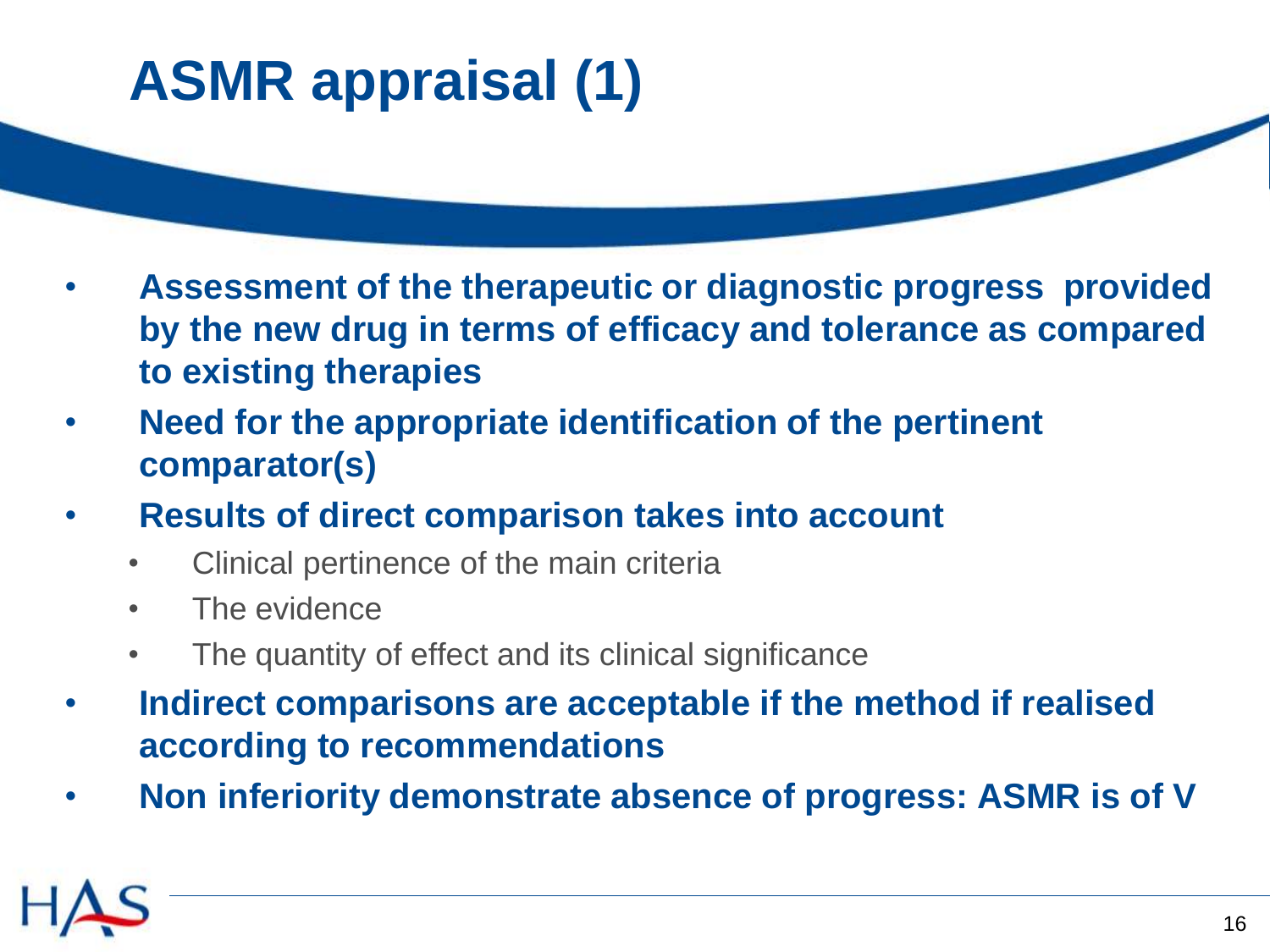# ASMR appraisal (1)

- **Assessment of the therapeutic or diagnostic progress provided by the new drug in terms of efficacy and tolerance as compared to existing therapies**
- **Need for the appropriate identification of the pertinent comparator(s)**
- **Results of direct comparison takes into account**
  - Clinical pertinence of the main criteria
  - The evidence
  - The quantity of effect and its clinical significance
- **Indirect comparisons are acceptable if the method if realised according to recommendations**
- **Non inferiority demonstrate absence of progress: ASMR is of V**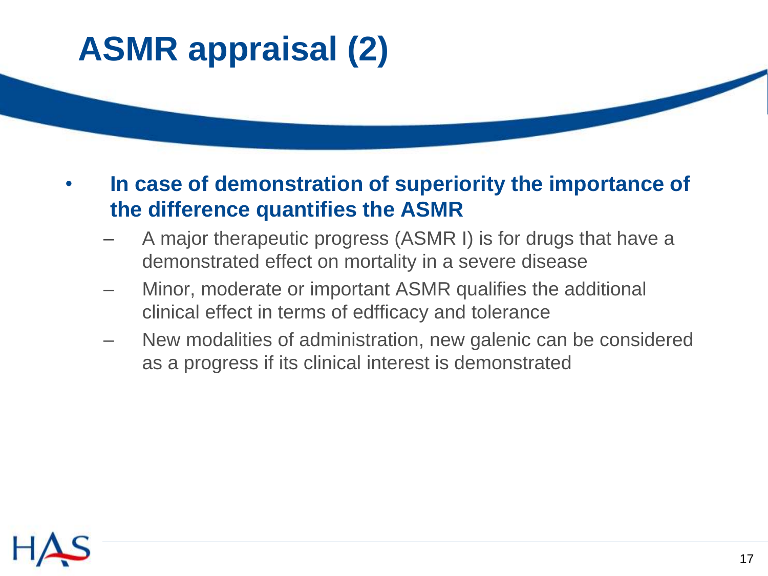# ASMR appraisal (2)

- **In case of demonstration of superiority the importance of the difference quantifies the ASMR**
  - A major therapeutic progress (ASMR I) is for drugs that have a demonstrated effect on mortality in a severe disease
  - Minor, moderate or important ASMR qualifies the additional clinical effect in terms of edfficacy and tolerance
  - New modalities of administration, new galenic can be considered as a progress if its clinical interest is demonstrated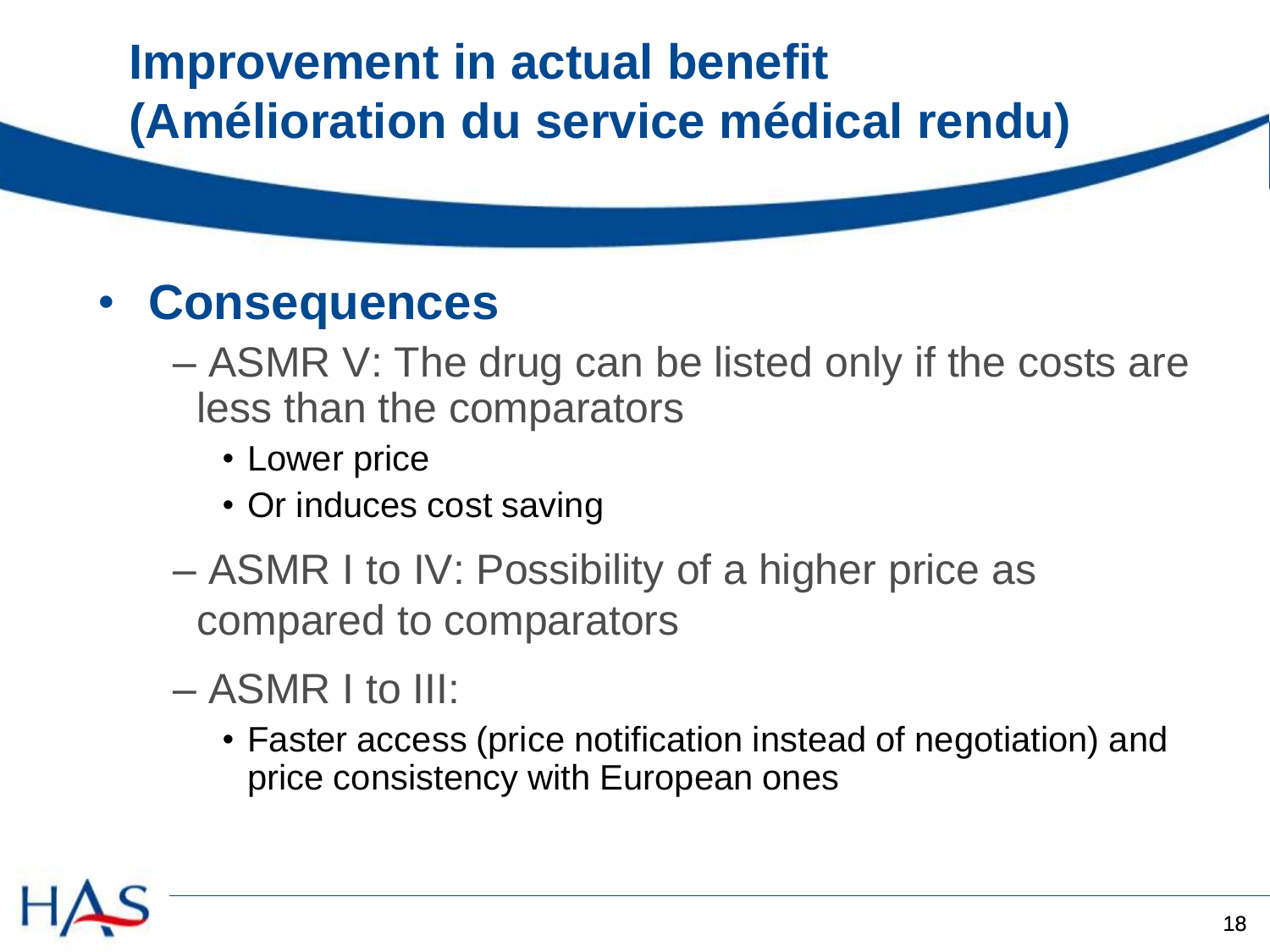# Improvement in actual benefit (Amélioration du service médical rendu)

- **Consequences**
  - ASMR V: The drug can be listed only if the costs are less than the comparators
    - Lower price
    - Or induces cost saving
  - ASMR I to IV: Possibility of a higher price as compared to comparators
  - ASMR I to III:
    - Faster access (price notification instead of negotiation) and price consistency with European ones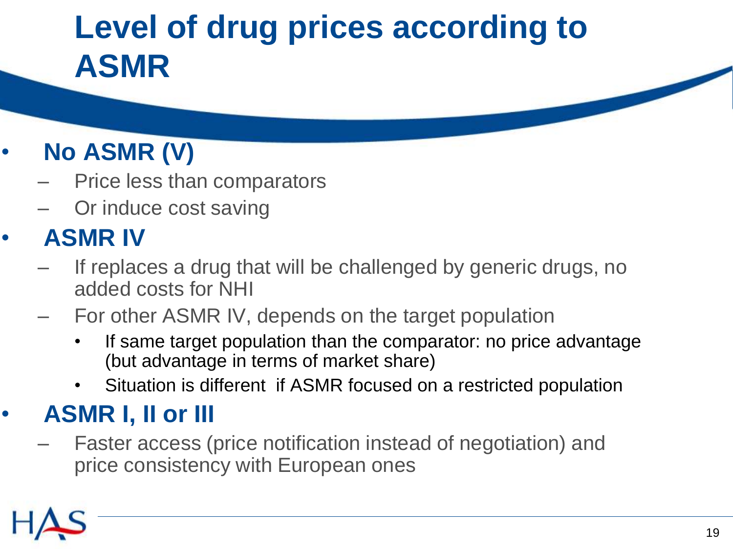# Level of drug prices according to ASMR

- **No ASMR (V)**
  - Price less than comparators
  - Or induce cost saving
- **ASMR IV**
  - If replaces a drug that will be challenged by generic drugs, no added costs for NHI
  - For other ASMR IV, depends on the target population
    - If same target population than the comparator: no price advantage (but advantage in terms of market share)
    - Situation is different if ASMR focused on a restricted population
- **ASMR I, II or III**
  - Faster access (price notification instead of negotiation) and price consistency with European ones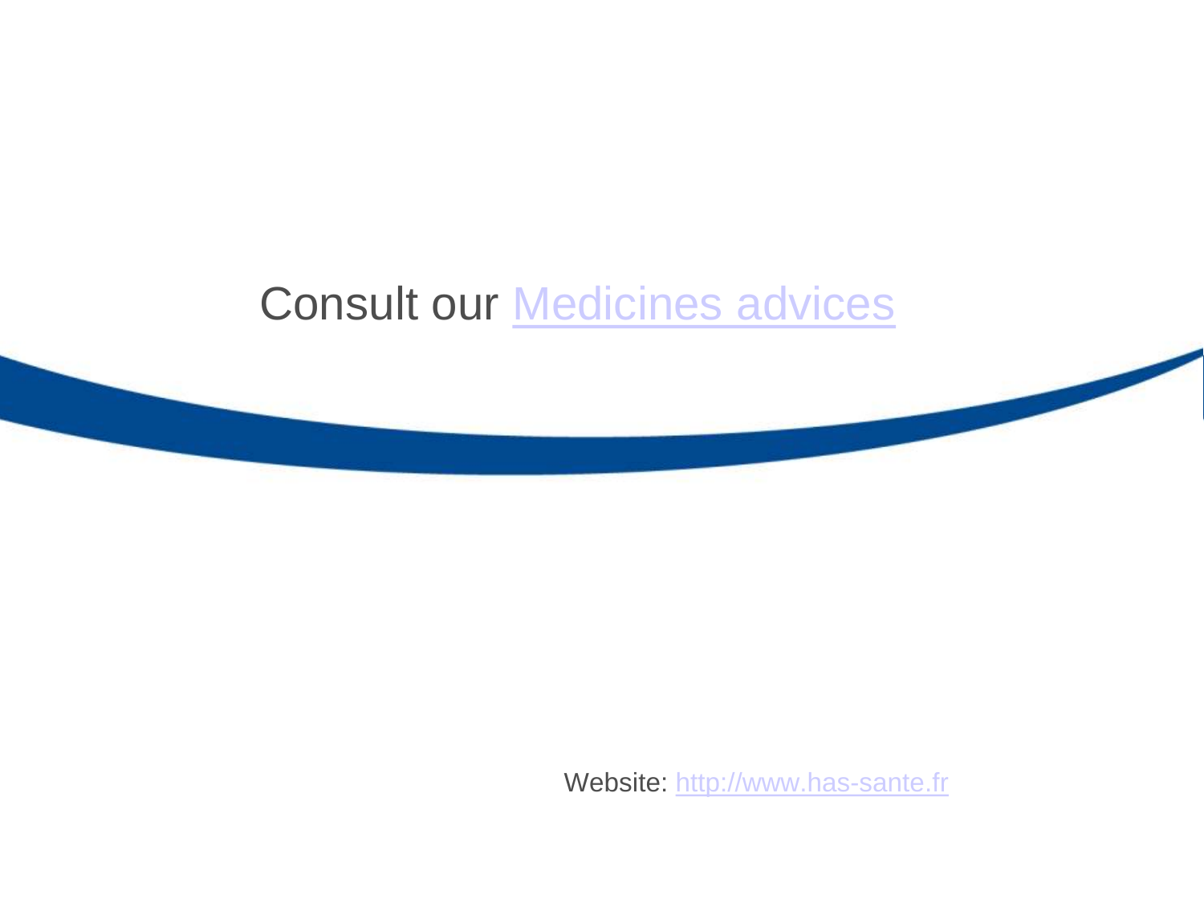Consult our Medicines advices

Website: http://www.has-sante.fr